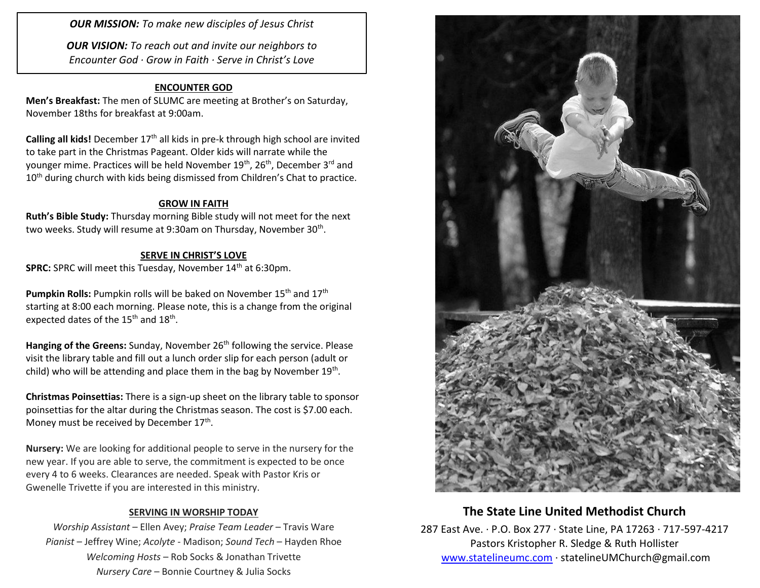***OUR MISSION:*** *To make new disciples of Jesus Christ*

***OUR VISION:*** *To reach out and invite our neighbors to Encounter God · Grow in Faith · Serve in Christ's Love*

## ENCOUNTER GOD

**Men's Breakfast:** The men of SLUMC are meeting at Brother's on Saturday, November 18ths for breakfast at 9:00am.

**Calling all kids!** December 17th all kids in pre-k through high school are invited to take part in the Christmas Pageant. Older kids will narrate while the younger mime. Practices will be held November 19th, 26th, December 3rd and 10th during church with kids being dismissed from Children's Chat to practice.

## GROW IN FAITH

**Ruth's Bible Study:** Thursday morning Bible study will not meet for the next two weeks. Study will resume at 9:30am on Thursday, November 30th.

## SERVE IN CHRIST'S LOVE

**SPRC:** SPRC will meet this Tuesday, November 14th at 6:30pm.

**Pumpkin Rolls:** Pumpkin rolls will be baked on November 15th and 17th starting at 8:00 each morning. Please note, this is a change from the original expected dates of the 15th and 18th.

**Hanging of the Greens:** Sunday, November 26th following the service. Please visit the library table and fill out a lunch order slip for each person (adult or child) who will be attending and place them in the bag by November 19th.

**Christmas Poinsettias:** There is a sign-up sheet on the library table to sponsor poinsettias for the altar during the Christmas season. The cost is $7.00 each. Money must be received by December 17th.

**Nursery:** We are looking for additional people to serve in the nursery for the new year. If you are able to serve, the commitment is expected to be once every 4 to 6 weeks. Clearances are needed. Speak with Pastor Kris or Gwenelle Trivette if you are interested in this ministry.

## SERVING IN WORSHIP TODAY

*Worship Assistant* – Ellen Avey; *Praise Team Leader* – Travis Ware
*Pianist* – Jeffrey Wine; *Acolyte* - Madison; *Sound Tech* – Hayden Rhoe
*Welcoming Hosts* – Rob Socks & Jonathan Trivette
*Nursery Care* – Bonnie Courtney & Julia Socks

## The State Line United Methodist Church

287 East Ave. · P.O. Box 277 · State Line, PA 17263 · 717-597-4217
Pastors Kristopher R. Sledge & Ruth Hollister
www.statelineumc.com · statelineUMChurch@gmail.com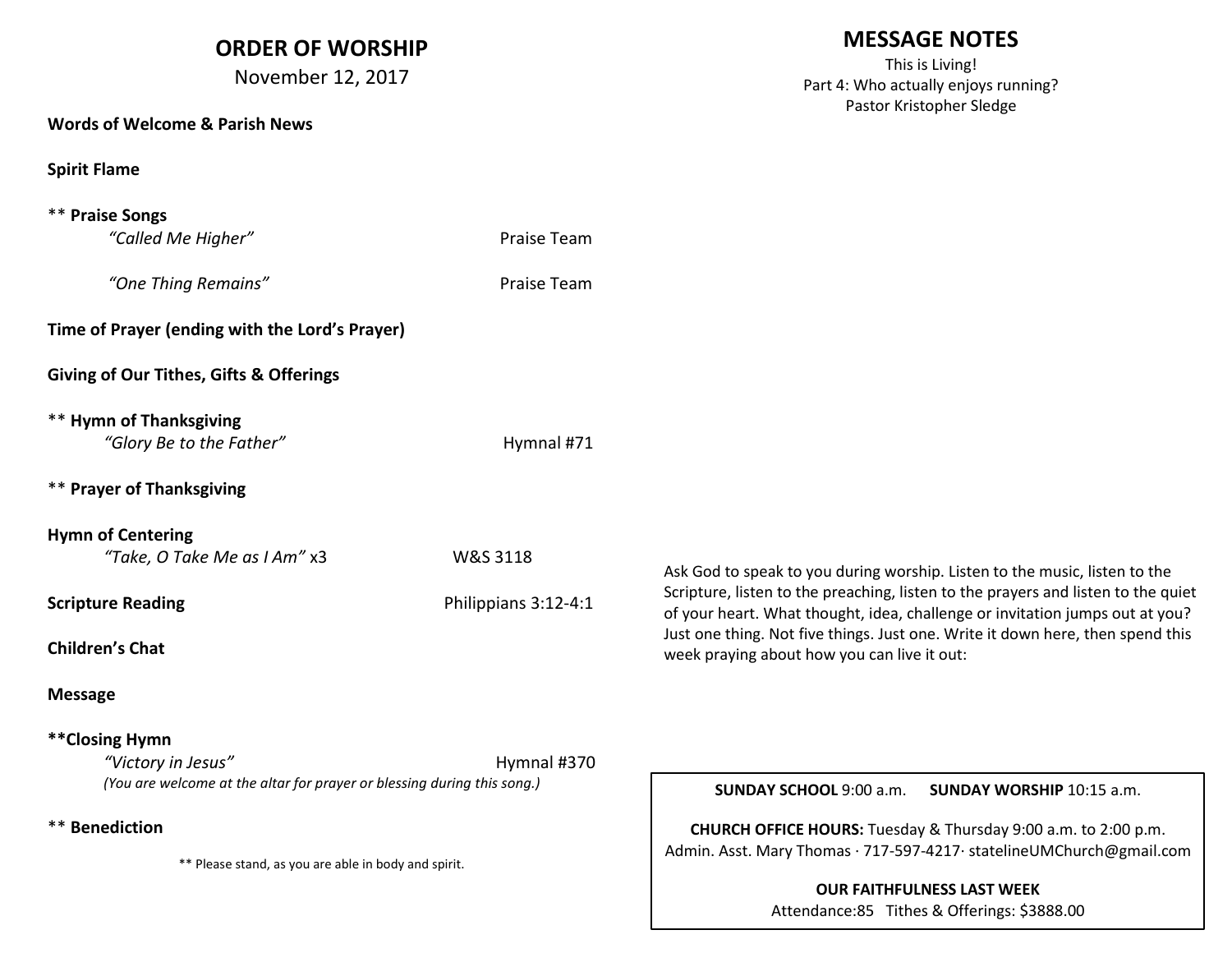## ORDER OF WORSHIP

November 12, 2017

**Words of Welcome & Parish News**

**Spirit Flame**

** **Praise Songs**

*"Called Me Higher"* Praise Team

*"One Thing Remains"* Praise Team

**Time of Prayer (ending with the Lord's Prayer)**

**Giving of Our Tithes, Gifts & Offerings**

** **Hymn of Thanksgiving**

*"Glory Be to the Father"* Hymnal #71

** **Prayer of Thanksgiving**

**Hymn of Centering**

*"Take, O Take Me as I Am"* x3 W&S 3118

**Scripture Reading** Philippians 3:12-4:1

**Children's Chat**

**Message**

****Closing Hymn**

*"Victory in Jesus"* Hymnal #370

*(You are welcome at the altar for prayer or blessing during this song.)*

** **Benediction**

** Please stand, as you are able in body and spirit.

## MESSAGE NOTES

This is Living!

Part 4: Who actually enjoys running?

Pastor Kristopher Sledge

Ask God to speak to you during worship. Listen to the music, listen to the Scripture, listen to the preaching, listen to the prayers and listen to the quiet of your heart. What thought, idea, challenge or invitation jumps out at you? Just one thing. Not five things. Just one. Write it down here, then spend this week praying about how you can live it out:

**SUNDAY SCHOOL** 9:00 a.m. **SUNDAY WORSHIP** 10:15 a.m.

**CHURCH OFFICE HOURS:** Tuesday & Thursday 9:00 a.m. to 2:00 p.m.
Admin. Asst. Mary Thomas · 717-597-4217· statelineUMChurch@gmail.com

**OUR FAITHFULNESS LAST WEEK**

Attendance:85 Tithes & Offerings: $3888.00